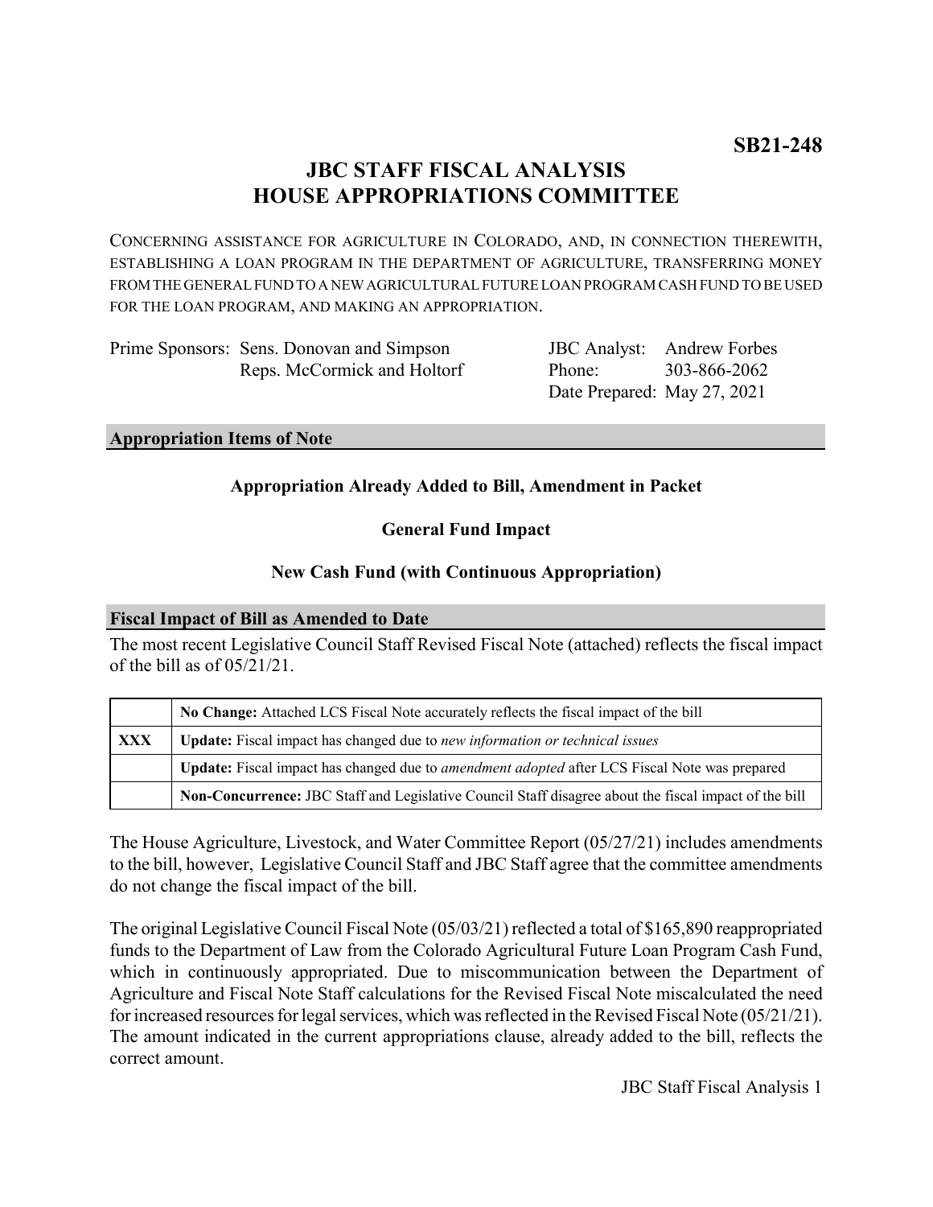**SB21-248**

# JBC STAFF FISCAL ANALYSIS
# HOUSE APPROPRIATIONS COMMITTEE

CONCERNING ASSISTANCE FOR AGRICULTURE IN COLORADO, AND, IN CONNECTION THEREWITH, ESTABLISHING A LOAN PROGRAM IN THE DEPARTMENT OF AGRICULTURE, TRANSFERRING MONEY FROM THE GENERAL FUND TO A NEW AGRICULTURAL FUTURE LOAN PROGRAM CASH FUND TO BE USED FOR THE LOAN PROGRAM, AND MAKING AN APPROPRIATION.

Prime Sponsors: Sens. Donovan and Simpson
Reps. McCormick and Holtorf

JBC Analyst: Andrew Forbes
Phone: 303-866-2062
Date Prepared: May 27, 2021

## Appropriation Items of Note

**Appropriation Already Added to Bill, Amendment in Packet**

**General Fund Impact**

**New Cash Fund (with Continuous Appropriation)**

## Fiscal Impact of Bill as Amended to Date

The most recent Legislative Council Staff Revised Fiscal Note (attached) reflects the fiscal impact of the bill as of 05/21/21.

| | |
|---|---|
| | **No Change:** Attached LCS Fiscal Note accurately reflects the fiscal impact of the bill |
| **XXX** | **Update:** Fiscal impact has changed due to *new information or technical issues* |
| | **Update:** Fiscal impact has changed due to *amendment adopted* after LCS Fiscal Note was prepared |
| | **Non-Concurrence:** JBC Staff and Legislative Council Staff disagree about the fiscal impact of the bill |

The House Agriculture, Livestock, and Water Committee Report (05/27/21) includes amendments to the bill, however, Legislative Council Staff and JBC Staff agree that the committee amendments do not change the fiscal impact of the bill.

The original Legislative Council Fiscal Note (05/03/21) reflected a total of $165,890 reappropriated funds to the Department of Law from the Colorado Agricultural Future Loan Program Cash Fund, which in continuously appropriated. Due to miscommunication between the Department of Agriculture and Fiscal Note Staff calculations for the Revised Fiscal Note miscalculated the need for increased resources for legal services, which was reflected in the Revised Fiscal Note (05/21/21). The amount indicated in the current appropriations clause, already added to the bill, reflects the correct amount.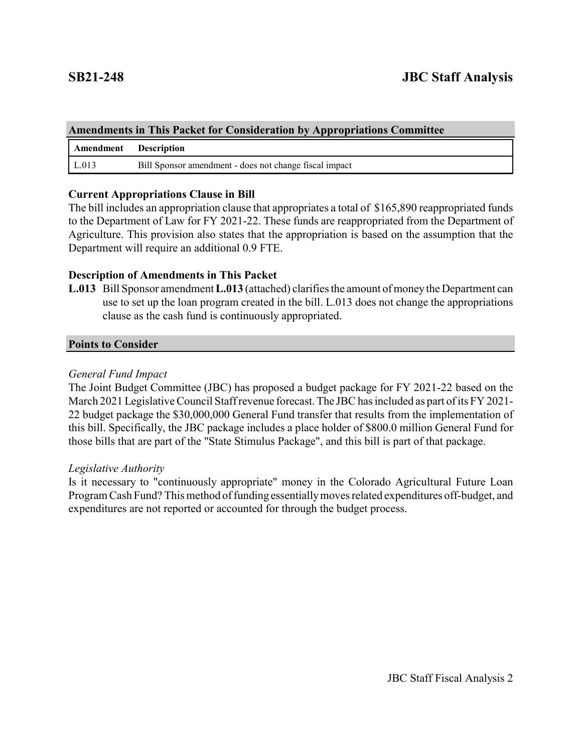## Amendments in This Packet for Consideration by Appropriations Committee

| Amendment | Description |
| --- | --- |
| L.013 | Bill Sponsor amendment - does not change fiscal impact |

### Current Appropriations Clause in Bill

The bill includes an appropriation clause that appropriates a total of $165,890 reappropriated funds to the Department of Law for FY 2021-22. These funds are reappropriated from the Department of Agriculture. This provision also states that the appropriation is based on the assumption that the Department will require an additional 0.9 FTE.

### Description of Amendments in This Packet

**L.013** Bill Sponsor amendment **L.013** (attached) clarifies the amount of money the Department can use to set up the loan program created in the bill. L.013 does not change the appropriations clause as the cash fund is continuously appropriated.

## Points to Consider

*General Fund Impact*

The Joint Budget Committee (JBC) has proposed a budget package for FY 2021-22 based on the March 2021 Legislative Council Staff revenue forecast. The JBC has included as part of its FY 2021-22 budget package the $30,000,000 General Fund transfer that results from the implementation of this bill. Specifically, the JBC package includes a place holder of $800.0 million General Fund for those bills that are part of the "State Stimulus Package", and this bill is part of that package.

*Legislative Authority*

Is it necessary to "continuously appropriate" money in the Colorado Agricultural Future Loan Program Cash Fund? This method of funding essentially moves related expenditures off-budget, and expenditures are not reported or accounted for through the budget process.